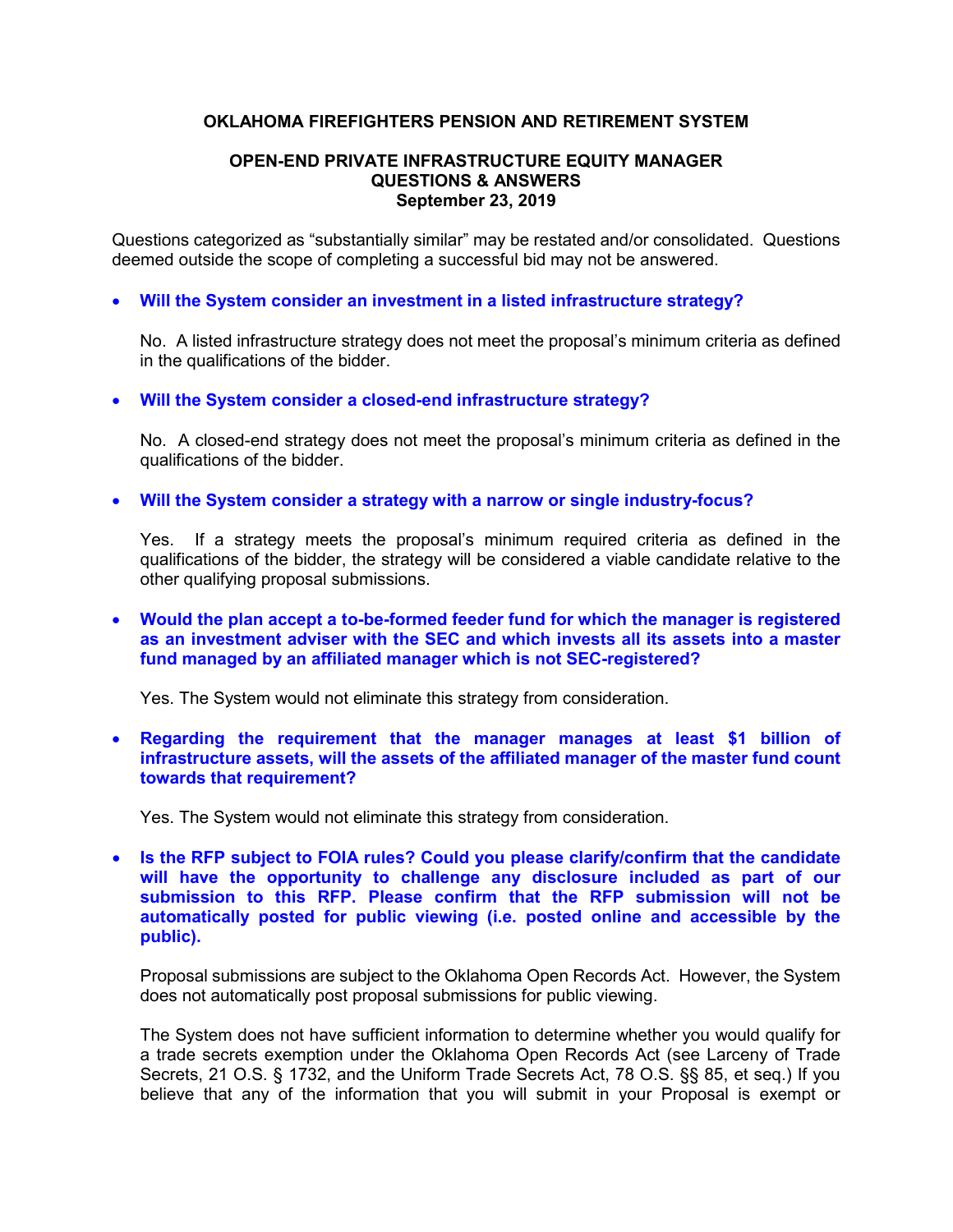**OKLAHOMA FIREFIGHTERS PENSION AND RETIREMENT SYSTEM**

**OPEN-END PRIVATE INFRASTRUCTURE EQUITY MANAGER**
**QUESTIONS & ANSWERS**
**September 23, 2019**

Questions categorized as "substantially similar" may be restated and/or consolidated. Questions deemed outside the scope of completing a successful bid may not be answered.

- **Will the System consider an investment in a listed infrastructure strategy?**

  No. A listed infrastructure strategy does not meet the proposal's minimum criteria as defined in the qualifications of the bidder.

- **Will the System consider a closed-end infrastructure strategy?**

  No. A closed-end strategy does not meet the proposal's minimum criteria as defined in the qualifications of the bidder.

- **Will the System consider a strategy with a narrow or single industry-focus?**

  Yes. If a strategy meets the proposal's minimum required criteria as defined in the qualifications of the bidder, the strategy will be considered a viable candidate relative to the other qualifying proposal submissions.

- **Would the plan accept a to-be-formed feeder fund for which the manager is registered as an investment adviser with the SEC and which invests all its assets into a master fund managed by an affiliated manager which is not SEC-registered?**

  Yes. The System would not eliminate this strategy from consideration.

- **Regarding the requirement that the manager manages at least $1 billion of infrastructure assets, will the assets of the affiliated manager of the master fund count towards that requirement?**

  Yes. The System would not eliminate this strategy from consideration.

- **Is the RFP subject to FOIA rules? Could you please clarify/confirm that the candidate will have the opportunity to challenge any disclosure included as part of our submission to this RFP. Please confirm that the RFP submission will not be automatically posted for public viewing (i.e. posted online and accessible by the public).**

  Proposal submissions are subject to the Oklahoma Open Records Act. However, the System does not automatically post proposal submissions for public viewing.

  The System does not have sufficient information to determine whether you would qualify for a trade secrets exemption under the Oklahoma Open Records Act (see Larceny of Trade Secrets, 21 O.S. § 1732, and the Uniform Trade Secrets Act, 78 O.S. §§ 85, et seq.) If you believe that any of the information that you will submit in your Proposal is exempt or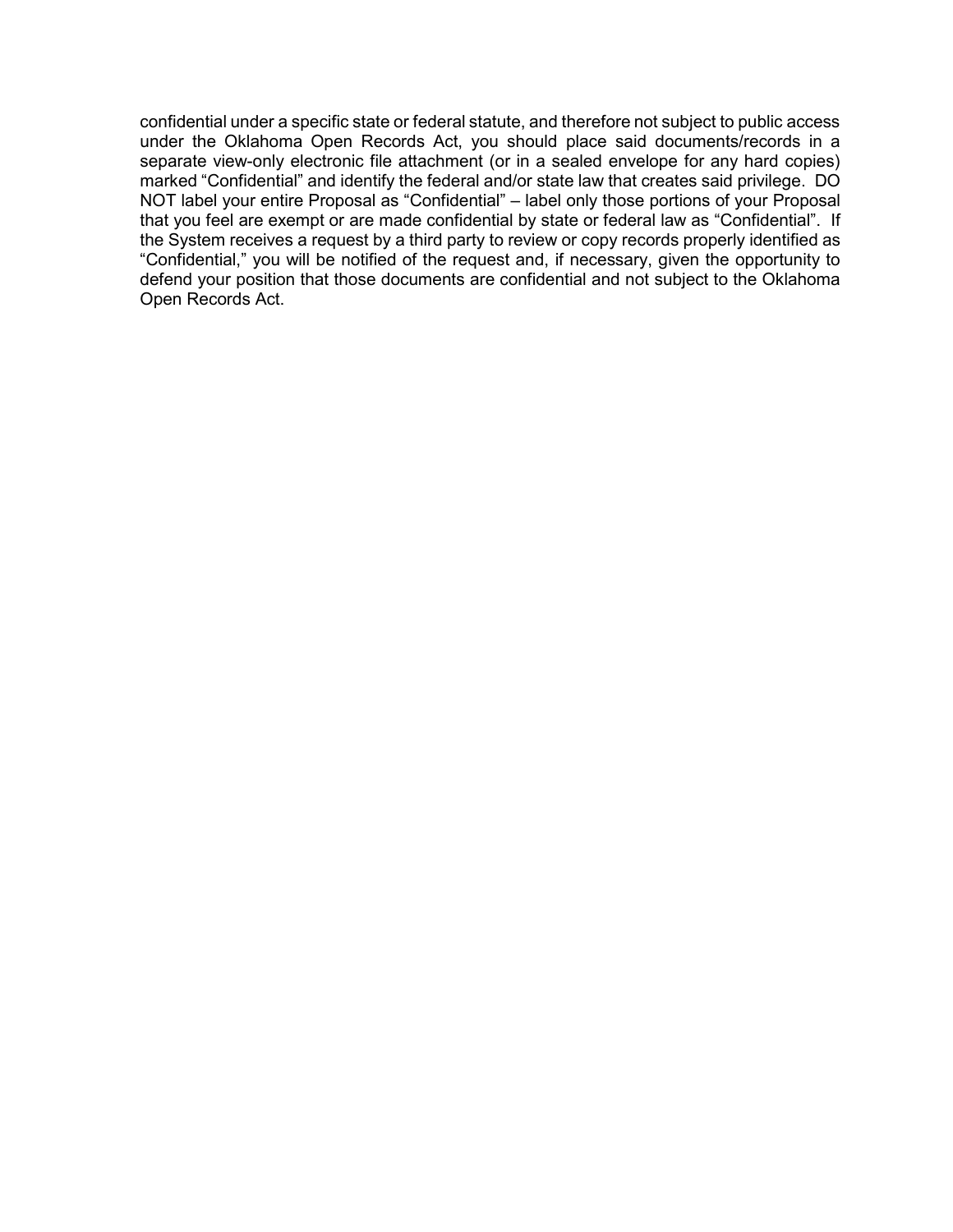confidential under a specific state or federal statute, and therefore not subject to public access under the Oklahoma Open Records Act, you should place said documents/records in a separate view-only electronic file attachment (or in a sealed envelope for any hard copies) marked "Confidential" and identify the federal and/or state law that creates said privilege. DO NOT label your entire Proposal as "Confidential" – label only those portions of your Proposal that you feel are exempt or are made confidential by state or federal law as "Confidential". If the System receives a request by a third party to review or copy records properly identified as "Confidential," you will be notified of the request and, if necessary, given the opportunity to defend your position that those documents are confidential and not subject to the Oklahoma Open Records Act.